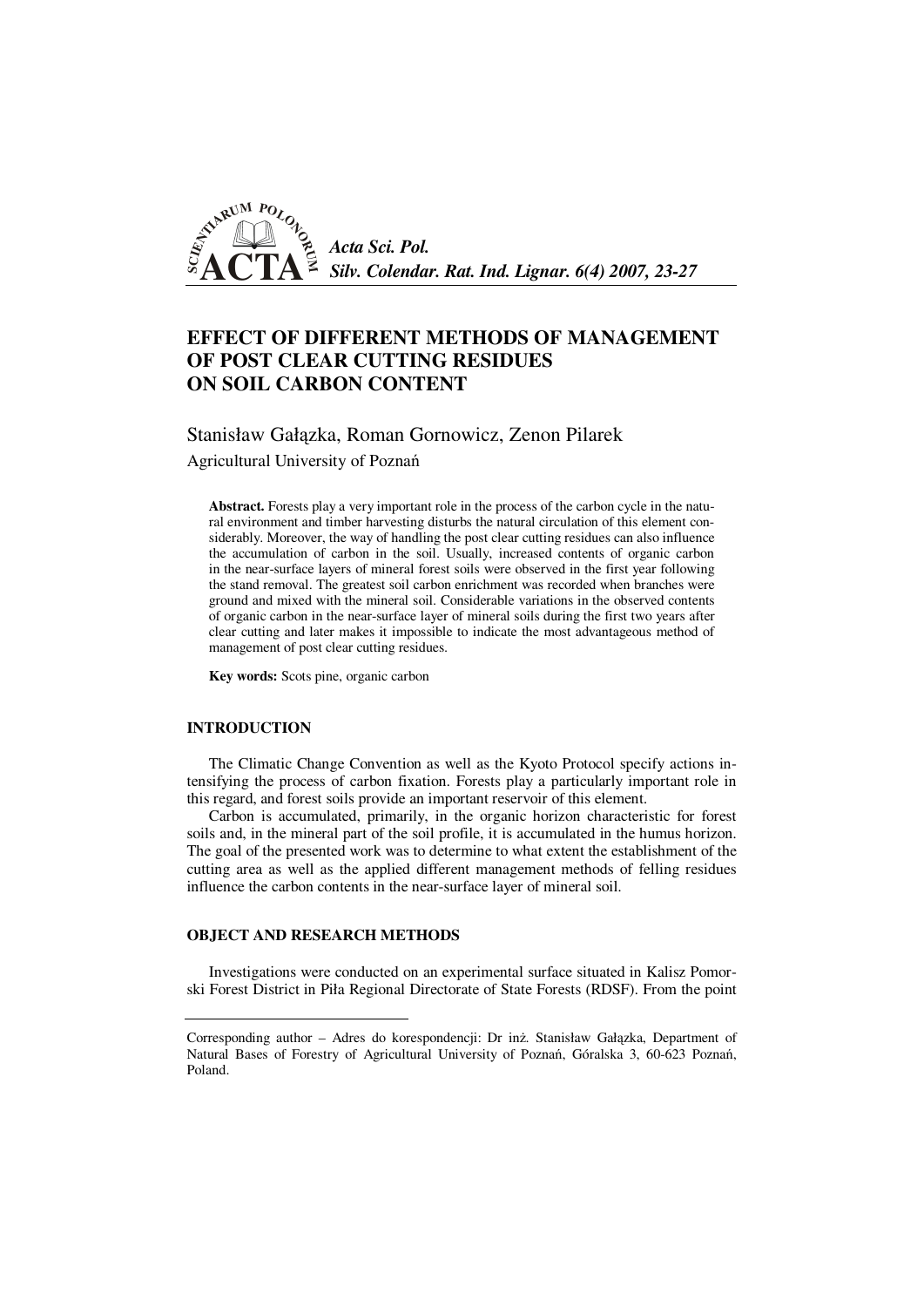# EFFECT OF DIFFERENT METHODS OF MANAGEMENT OF POST CLEAR CUTTING RESIDUES ON SOIL CARBON CONTENT

Stanisław Gałązka, Roman Gornowicz, Zenon Pilarek

Agricultural University of Poznań

**Abstract.** Forests play a very important role in the process of the carbon cycle in the natural environment and timber harvesting disturbs the natural circulation of this element considerably. Moreover, the way of handling the post clear cutting residues can also influence the accumulation of carbon in the soil. Usually, increased contents of organic carbon in the near-surface layers of mineral forest soils were observed in the first year following the stand removal. The greatest soil carbon enrichment was recorded when branches were ground and mixed with the mineral soil. Considerable variations in the observed contents of organic carbon in the near-surface layer of mineral soils during the first two years after clear cutting and later makes it impossible to indicate the most advantageous method of management of post clear cutting residues.

**Key words:** Scots pine, organic carbon

## INTRODUCTION

The Climatic Change Convention as well as the Kyoto Protocol specify actions intensifying the process of carbon fixation. Forests play a particularly important role in this regard, and forest soils provide an important reservoir of this element.

Carbon is accumulated, primarily, in the organic horizon characteristic for forest soils and, in the mineral part of the soil profile, it is accumulated in the humus horizon. The goal of the presented work was to determine to what extent the establishment of the cutting area as well as the applied different management methods of felling residues influence the carbon contents in the near-surface layer of mineral soil.

## OBJECT AND RESEARCH METHODS

Investigations were conducted on an experimental surface situated in Kalisz Pomorski Forest District in Piła Regional Directorate of State Forests (RDSF). From the point

---

Corresponding author – Adres do korespondencji: Dr inż. Stanisław Gałązka, Department of Natural Bases of Forestry of Agricultural University of Poznań, Góralska 3, 60-623 Poznań, Poland.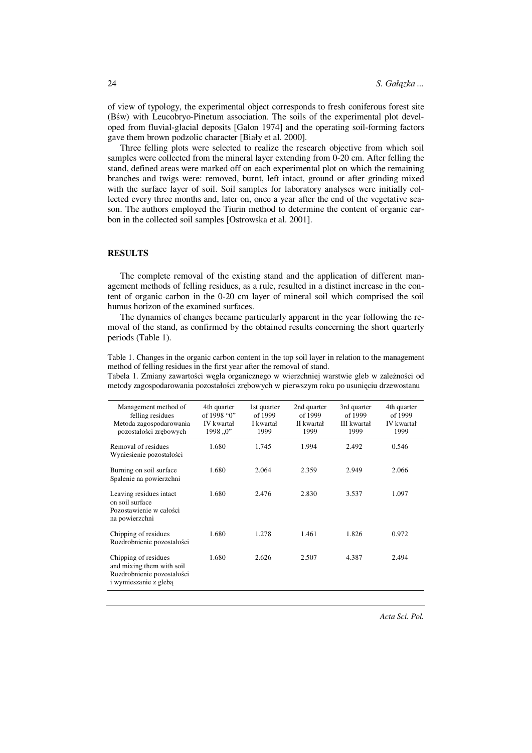of view of typology, the experimental object corresponds to fresh coniferous forest site (Bśw) with Leucobryo-Pinetum association. The soils of the experimental plot developed from fluvial-glacial deposits [Galon 1974] and the operating soil-forming factors gave them brown podzolic character [Biały et al. 2000].

Three felling plots were selected to realize the research objective from which soil samples were collected from the mineral layer extending from 0-20 cm. After felling the stand, defined areas were marked off on each experimental plot on which the remaining branches and twigs were: removed, burnt, left intact, ground or after grinding mixed with the surface layer of soil. Soil samples for laboratory analyses were initially collected every three months and, later on, once a year after the end of the vegetative season. The authors employed the Tiurin method to determine the content of organic carbon in the collected soil samples [Ostrowska et al. 2001].

## RESULTS

The complete removal of the existing stand and the application of different management methods of felling residues, as a rule, resulted in a distinct increase in the content of organic carbon in the 0-20 cm layer of mineral soil which comprised the soil humus horizon of the examined surfaces.

The dynamics of changes became particularly apparent in the year following the removal of the stand, as confirmed by the obtained results concerning the short quarterly periods (Table 1).

Table 1. Changes in the organic carbon content in the top soil layer in relation to the management method of felling residues in the first year after the removal of stand.
Tabela 1. Zmiany zawartości węgla organicznego w wierzchniej warstwie gleb w zależności od metody zagospodarowania pozostałości zrębowych w pierwszym roku po usunięciu drzewostanu

| Management method of felling residues<br>Metoda zagospodarowania pozostałości zrębowych | 4th quarter of 1998 "0"<br>IV kwartał 1998 „0" | 1st quarter of 1999<br>I kwartał 1999 | 2nd quarter of 1999<br>II kwartał 1999 | 3rd quarter of 1999<br>III kwartał 1999 | 4th quarter of 1999<br>IV kwartał 1999 |
|---|---|---|---|---|---|
| Removal of residues<br>Wyniesienie pozostałości | 1.680 | 1.745 | 1.994 | 2.492 | 0.546 |
| Burning on soil surface<br>Spalenie na powierzchni | 1.680 | 2.064 | 2.359 | 2.949 | 2.066 |
| Leaving residues intact on soil surface<br>Pozostawienie w całości na powierzchni | 1.680 | 2.476 | 2.830 | 3.537 | 1.097 |
| Chipping of residues<br>Rozdrobnienie pozostałości | 1.680 | 1.278 | 1.461 | 1.826 | 0.972 |
| Chipping of residues and mixing them with soil<br>Rozdrobnienie pozostałości i wymieszanie z glebą | 1.680 | 2.626 | 2.507 | 4.387 | 2.494 |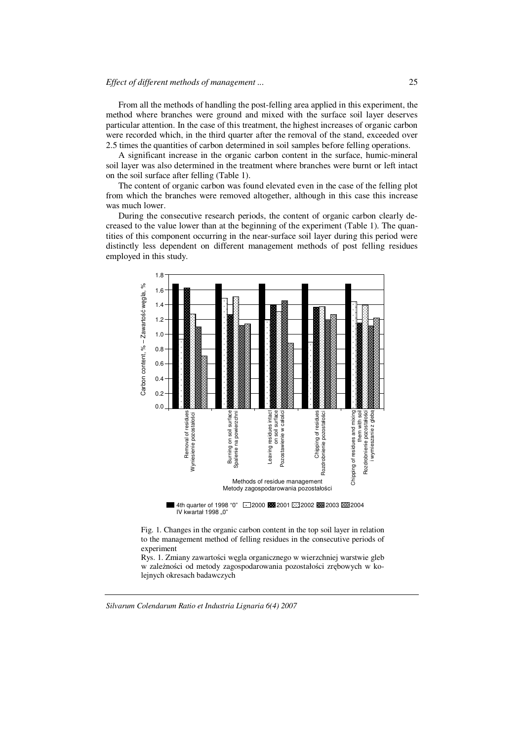From all the methods of handling the post-felling area applied in this experiment, the method where branches were ground and mixed with the surface soil layer deserves particular attention. In the case of this treatment, the highest increases of organic carbon were recorded which, in the third quarter after the removal of the stand, exceeded over 2.5 times the quantities of carbon determined in soil samples before felling operations.

A significant increase in the organic carbon content in the surface, humic-mineral soil layer was also determined in the treatment where branches were burnt or left intact on the soil surface after felling (Table 1).

The content of organic carbon was found elevated even in the case of the felling plot from which the branches were removed altogether, although in this case this increase was much lower.

During the consecutive research periods, the content of organic carbon clearly decreased to the value lower than at the beginning of the experiment (Table 1). The quantities of this component occurring in the near-surface soil layer during this period were distinctly less dependent on different management methods of post felling residues employed in this study.

Fig. 1. Changes in the organic carbon content in the top soil layer in relation to the management method of felling residues in the consecutive periods of experiment

Rys. 1. Zmiany zawartości węgla organicznego w wierzchniej warstwie gleb w zależności od metody zagospodarowania pozostałości zrębowych w kolejnych okresach badawczych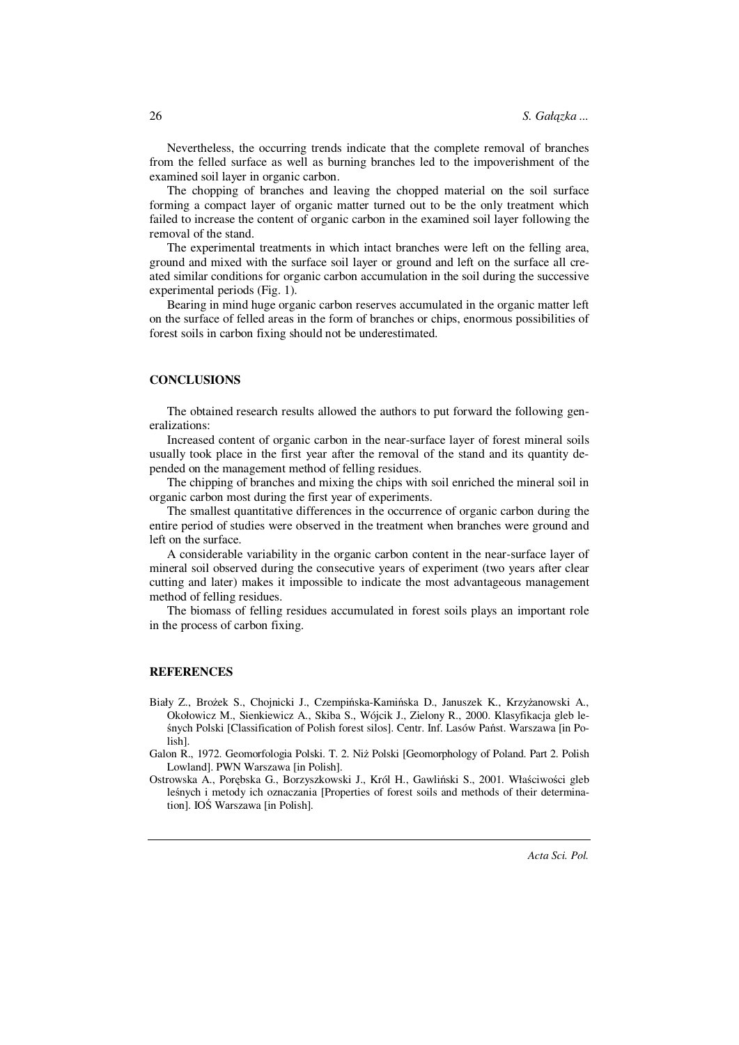Nevertheless, the occurring trends indicate that the complete removal of branches from the felled surface as well as burning branches led to the impoverishment of the examined soil layer in organic carbon.

The chopping of branches and leaving the chopped material on the soil surface forming a compact layer of organic matter turned out to be the only treatment which failed to increase the content of organic carbon in the examined soil layer following the removal of the stand.

The experimental treatments in which intact branches were left on the felling area, ground and mixed with the surface soil layer or ground and left on the surface all created similar conditions for organic carbon accumulation in the soil during the successive experimental periods (Fig. 1).

Bearing in mind huge organic carbon reserves accumulated in the organic matter left on the surface of felled areas in the form of branches or chips, enormous possibilities of forest soils in carbon fixing should not be underestimated.

## CONCLUSIONS

The obtained research results allowed the authors to put forward the following generalizations:

Increased content of organic carbon in the near-surface layer of forest mineral soils usually took place in the first year after the removal of the stand and its quantity depended on the management method of felling residues.

The chipping of branches and mixing the chips with soil enriched the mineral soil in organic carbon most during the first year of experiments.

The smallest quantitative differences in the occurrence of organic carbon during the entire period of studies were observed in the treatment when branches were ground and left on the surface.

A considerable variability in the organic carbon content in the near-surface layer of mineral soil observed during the consecutive years of experiment (two years after clear cutting and later) makes it impossible to indicate the most advantageous management method of felling residues.

The biomass of felling residues accumulated in forest soils plays an important role in the process of carbon fixing.

## REFERENCES

Biały Z., Brożek S., Chojnicki J., Czempińska-Kamińska D., Januszek K., Krzyżanowski A., Okołowicz M., Sienkiewicz A., Skiba S., Wójcik J., Zielony R., 2000. Klasyfikacja gleb leśnych Polski [Classification of Polish forest silos]. Centr. Inf. Lasów Państ. Warszawa [in Polish].

Galon R., 1972. Geomorfologia Polski. T. 2. Niż Polski [Geomorphology of Poland. Part 2. Polish Lowland]. PWN Warszawa [in Polish].

Ostrowska A., Porębska G., Borzyszkowski J., Król H., Gawliński S., 2001. Właściwości gleb leśnych i metody ich oznaczania [Properties of forest soils and methods of their determination]. IOŚ Warszawa [in Polish].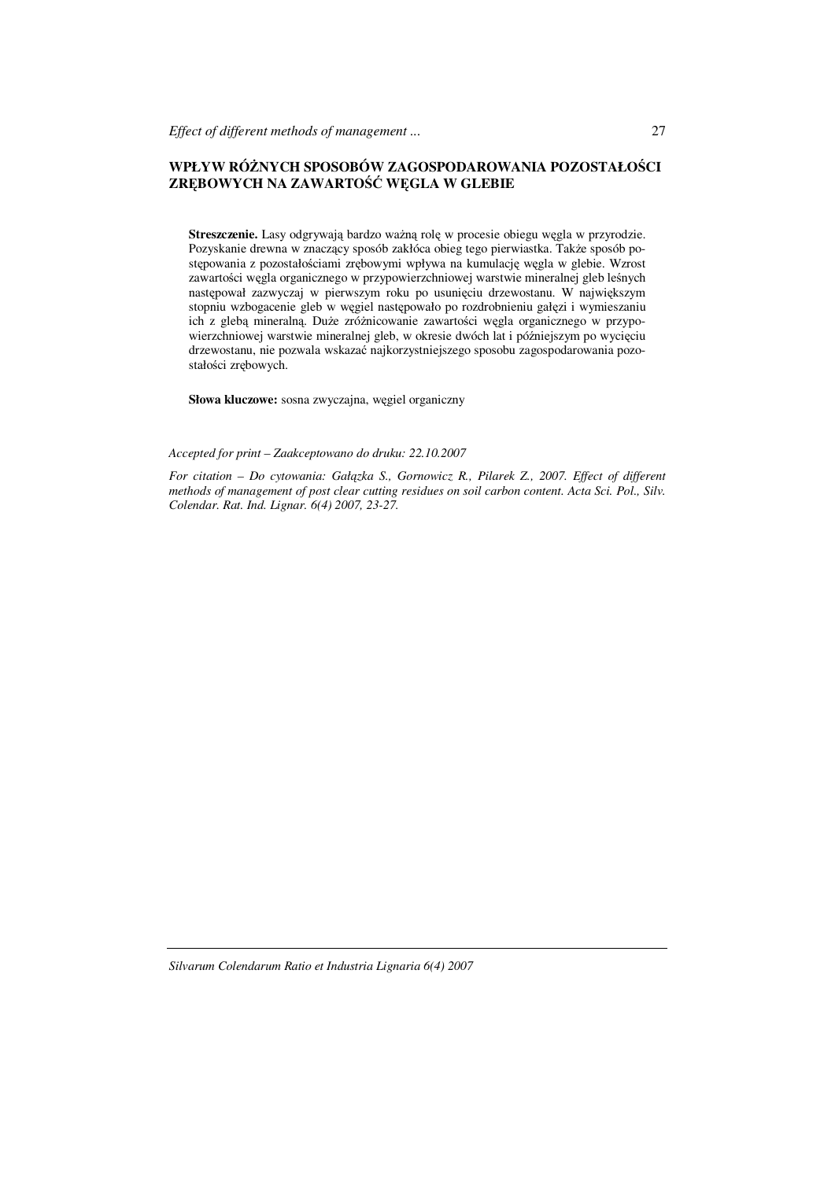## WPŁYW RÓŻNYCH SPOSOBÓW ZAGOSPODAROWANIA POZOSTAŁOŚCI ZRĘBOWYCH NA ZAWARTOŚĆ WĘGLA W GLEBIE

**Streszczenie.** Lasy odgrywają bardzo ważną rolę w procesie obiegu węgla w przyrodzie. Pozyskanie drewna w znaczący sposób zakłóca obieg tego pierwiastka. Także sposób postępowania z pozostałościami zrębowymi wpływa na kumulację węgla w glebie. Wzrost zawartości węgla organicznego w przypowierzchniowej warstwie mineralnej gleb leśnych następował zazwyczaj w pierwszym roku po usunięciu drzewostanu. W największym stopniu wzbogacenie gleb w węgiel następowało po rozdrobnieniu gałęzi i wymieszaniu ich z glebą mineralną. Duże zróżnicowanie zawartości węgla organicznego w przypowierzchniowej warstwie mineralnej gleb, w okresie dwóch lat i późniejszym po wycięciu drzewostanu, nie pozwala wskazać najkorzystniejszego sposobu zagospodarowania pozostałości zrębowych.

**Słowa kluczowe:** sosna zwyczajna, węgiel organiczny

*Accepted for print – Zaakceptowano do druku: 22.10.2007*

*For citation – Do cytowania: Gałązka S., Gornowicz R., Pilarek Z., 2007. Effect of different methods of management of post clear cutting residues on soil carbon content. Acta Sci. Pol., Silv. Colendar. Rat. Ind. Lignar. 6(4) 2007, 23-27.*